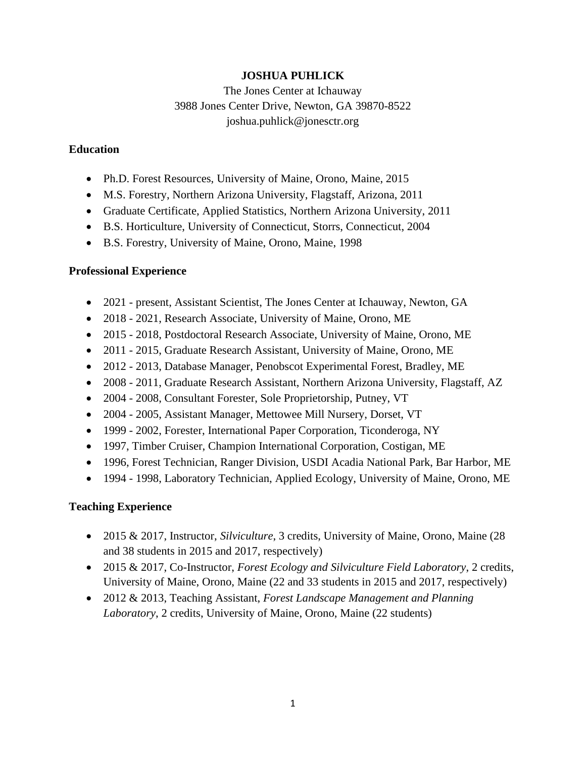# JOSHUA PUHLICK

The Jones Center at Ichauway
3988 Jones Center Drive, Newton, GA 39870-8522
joshua.puhlick@jonesctr.org

## Education

- Ph.D. Forest Resources, University of Maine, Orono, Maine, 2015
- M.S. Forestry, Northern Arizona University, Flagstaff, Arizona, 2011
- Graduate Certificate, Applied Statistics, Northern Arizona University, 2011
- B.S. Horticulture, University of Connecticut, Storrs, Connecticut, 2004
- B.S. Forestry, University of Maine, Orono, Maine, 1998

## Professional Experience

- 2021 - present, Assistant Scientist, The Jones Center at Ichauway, Newton, GA
- 2018 - 2021, Research Associate, University of Maine, Orono, ME
- 2015 - 2018, Postdoctoral Research Associate, University of Maine, Orono, ME
- 2011 - 2015, Graduate Research Assistant, University of Maine, Orono, ME
- 2012 - 2013, Database Manager, Penobscot Experimental Forest, Bradley, ME
- 2008 - 2011, Graduate Research Assistant, Northern Arizona University, Flagstaff, AZ
- 2004 - 2008, Consultant Forester, Sole Proprietorship, Putney, VT
- 2004 - 2005, Assistant Manager, Mettowee Mill Nursery, Dorset, VT
- 1999 - 2002, Forester, International Paper Corporation, Ticonderoga, NY
- 1997, Timber Cruiser, Champion International Corporation, Costigan, ME
- 1996, Forest Technician, Ranger Division, USDI Acadia National Park, Bar Harbor, ME
- 1994 - 1998, Laboratory Technician, Applied Ecology, University of Maine, Orono, ME

## Teaching Experience

- 2015 & 2017, Instructor, *Silviculture*, 3 credits, University of Maine, Orono, Maine (28 and 38 students in 2015 and 2017, respectively)
- 2015 & 2017, Co-Instructor, *Forest Ecology and Silviculture Field Laboratory*, 2 credits, University of Maine, Orono, Maine (22 and 33 students in 2015 and 2017, respectively)
- 2012 & 2013, Teaching Assistant, *Forest Landscape Management and Planning Laboratory*, 2 credits, University of Maine, Orono, Maine (22 students)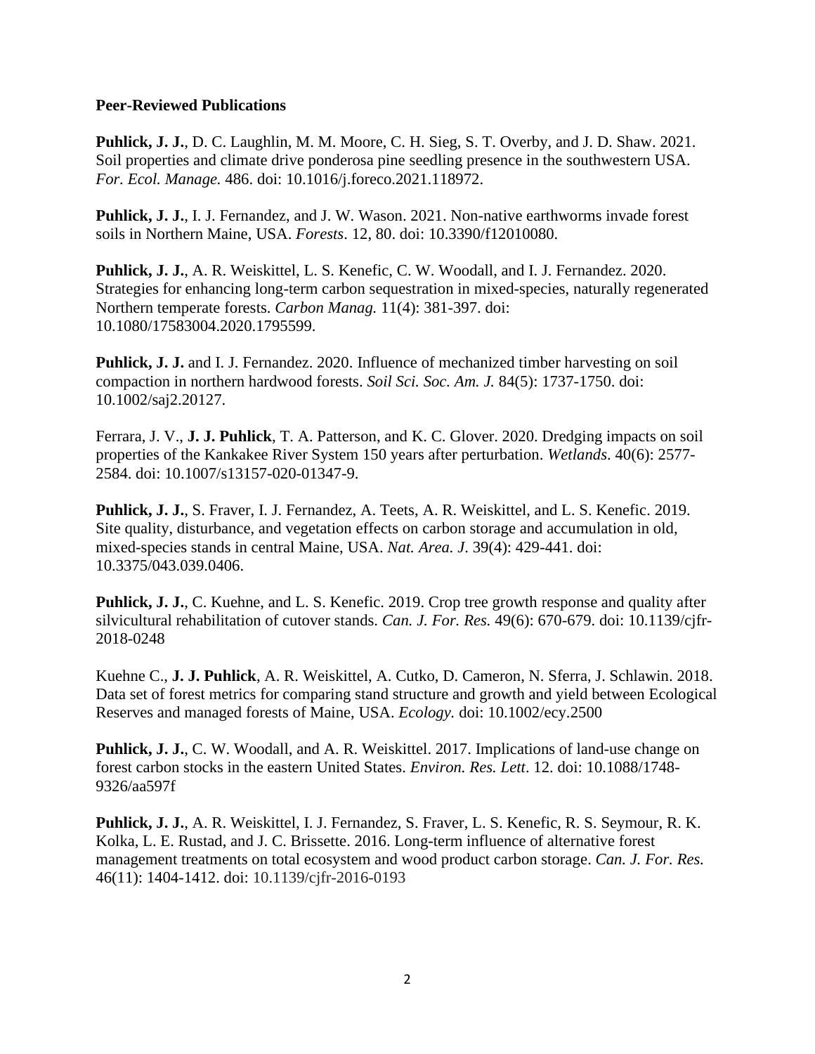**Peer-Reviewed Publications**

**Puhlick, J. J.**, D. C. Laughlin, M. M. Moore, C. H. Sieg, S. T. Overby, and J. D. Shaw. 2021. Soil properties and climate drive ponderosa pine seedling presence in the southwestern USA. *For. Ecol. Manage.* 486. doi: 10.1016/j.foreco.2021.118972.

**Puhlick, J. J.**, I. J. Fernandez, and J. W. Wason. 2021. Non-native earthworms invade forest soils in Northern Maine, USA. *Forests*. 12, 80. doi: 10.3390/f12010080.

**Puhlick, J. J.**, A. R. Weiskittel, L. S. Kenefic, C. W. Woodall, and I. J. Fernandez. 2020. Strategies for enhancing long-term carbon sequestration in mixed-species, naturally regenerated Northern temperate forests. *Carbon Manag.* 11(4): 381-397. doi: 10.1080/17583004.2020.1795599.

**Puhlick, J. J.** and I. J. Fernandez. 2020. Influence of mechanized timber harvesting on soil compaction in northern hardwood forests. *Soil Sci. Soc. Am. J.* 84(5): 1737-1750. doi: 10.1002/saj2.20127.

Ferrara, J. V., **J. J. Puhlick**, T. A. Patterson, and K. C. Glover. 2020. Dredging impacts on soil properties of the Kankakee River System 150 years after perturbation. *Wetlands*. 40(6): 2577-2584. doi: 10.1007/s13157-020-01347-9.

**Puhlick, J. J.**, S. Fraver, I. J. Fernandez, A. Teets, A. R. Weiskittel, and L. S. Kenefic. 2019. Site quality, disturbance, and vegetation effects on carbon storage and accumulation in old, mixed-species stands in central Maine, USA. *Nat. Area. J.* 39(4): 429-441. doi: 10.3375/043.039.0406.

**Puhlick, J. J.**, C. Kuehne, and L. S. Kenefic. 2019. Crop tree growth response and quality after silvicultural rehabilitation of cutover stands. *Can. J. For. Res.* 49(6): 670-679. doi: 10.1139/cjfr-2018-0248

Kuehne C., **J. J. Puhlick**, A. R. Weiskittel, A. Cutko, D. Cameron, N. Sferra, J. Schlawin. 2018. Data set of forest metrics for comparing stand structure and growth and yield between Ecological Reserves and managed forests of Maine, USA. *Ecology.* doi: 10.1002/ecy.2500

**Puhlick, J. J.**, C. W. Woodall, and A. R. Weiskittel. 2017. Implications of land-use change on forest carbon stocks in the eastern United States. *Environ. Res. Lett*. 12. doi: 10.1088/1748-9326/aa597f

**Puhlick, J. J.**, A. R. Weiskittel, I. J. Fernandez, S. Fraver, L. S. Kenefic, R. S. Seymour, R. K. Kolka, L. E. Rustad, and J. C. Brissette. 2016. Long-term influence of alternative forest management treatments on total ecosystem and wood product carbon storage. *Can. J. For. Res.* 46(11): 1404-1412. doi: 10.1139/cjfr-2016-0193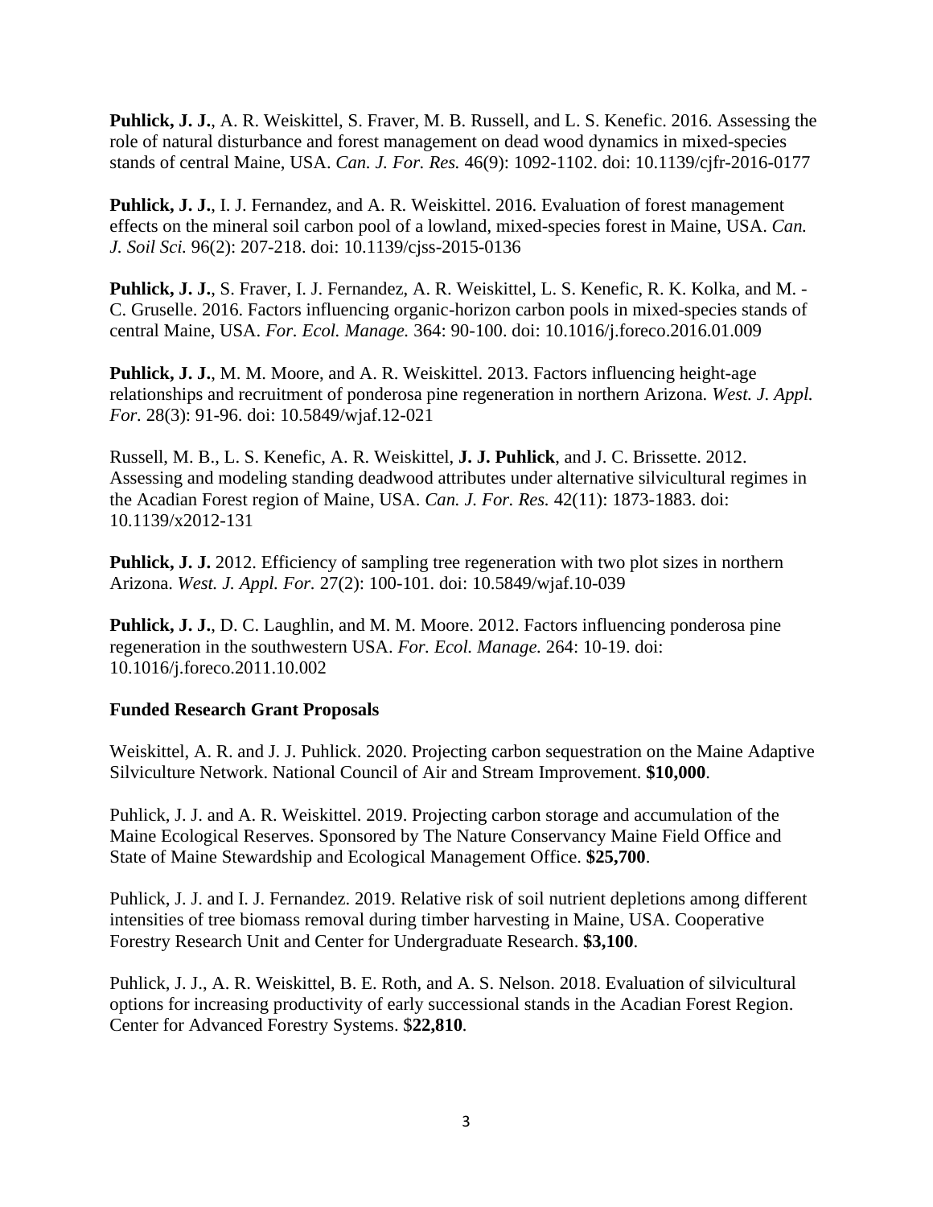**Puhlick, J. J.**, A. R. Weiskittel, S. Fraver, M. B. Russell, and L. S. Kenefic. 2016. Assessing the role of natural disturbance and forest management on dead wood dynamics in mixed-species stands of central Maine, USA. *Can. J. For. Res.* 46(9): 1092-1102. doi: 10.1139/cjfr-2016-0177

**Puhlick, J. J.**, I. J. Fernandez, and A. R. Weiskittel. 2016. Evaluation of forest management effects on the mineral soil carbon pool of a lowland, mixed-species forest in Maine, USA. *Can. J. Soil Sci.* 96(2): 207-218. doi: 10.1139/cjss-2015-0136

**Puhlick, J. J.**, S. Fraver, I. J. Fernandez, A. R. Weiskittel, L. S. Kenefic, R. K. Kolka, and M. -C. Gruselle. 2016. Factors influencing organic-horizon carbon pools in mixed-species stands of central Maine, USA. *For. Ecol. Manage.* 364: 90-100. doi: 10.1016/j.foreco.2016.01.009

**Puhlick, J. J.**, M. M. Moore, and A. R. Weiskittel. 2013. Factors influencing height-age relationships and recruitment of ponderosa pine regeneration in northern Arizona. *West. J. Appl. For.* 28(3): 91-96. doi: 10.5849/wjaf.12-021

Russell, M. B., L. S. Kenefic, A. R. Weiskittel, **J. J. Puhlick**, and J. C. Brissette. 2012. Assessing and modeling standing deadwood attributes under alternative silvicultural regimes in the Acadian Forest region of Maine, USA. *Can. J. For. Res.* 42(11): 1873-1883. doi: 10.1139/x2012-131

**Puhlick, J. J.** 2012. Efficiency of sampling tree regeneration with two plot sizes in northern Arizona. *West. J. Appl. For.* 27(2): 100-101. doi: 10.5849/wjaf.10-039

**Puhlick, J. J.**, D. C. Laughlin, and M. M. Moore. 2012. Factors influencing ponderosa pine regeneration in the southwestern USA. *For. Ecol. Manage.* 264: 10-19. doi: 10.1016/j.foreco.2011.10.002

**Funded Research Grant Proposals**

Weiskittel, A. R. and J. J. Puhlick. 2020. Projecting carbon sequestration on the Maine Adaptive Silviculture Network. National Council of Air and Stream Improvement. **$10,000**.

Puhlick, J. J. and A. R. Weiskittel. 2019. Projecting carbon storage and accumulation of the Maine Ecological Reserves. Sponsored by The Nature Conservancy Maine Field Office and State of Maine Stewardship and Ecological Management Office. **$25,700**.

Puhlick, J. J. and I. J. Fernandez. 2019. Relative risk of soil nutrient depletions among different intensities of tree biomass removal during timber harvesting in Maine, USA. Cooperative Forestry Research Unit and Center for Undergraduate Research. **$3,100**.

Puhlick, J. J., A. R. Weiskittel, B. E. Roth, and A. S. Nelson. 2018. Evaluation of silvicultural options for increasing productivity of early successional stands in the Acadian Forest Region. Center for Advanced Forestry Systems. $**22,810**.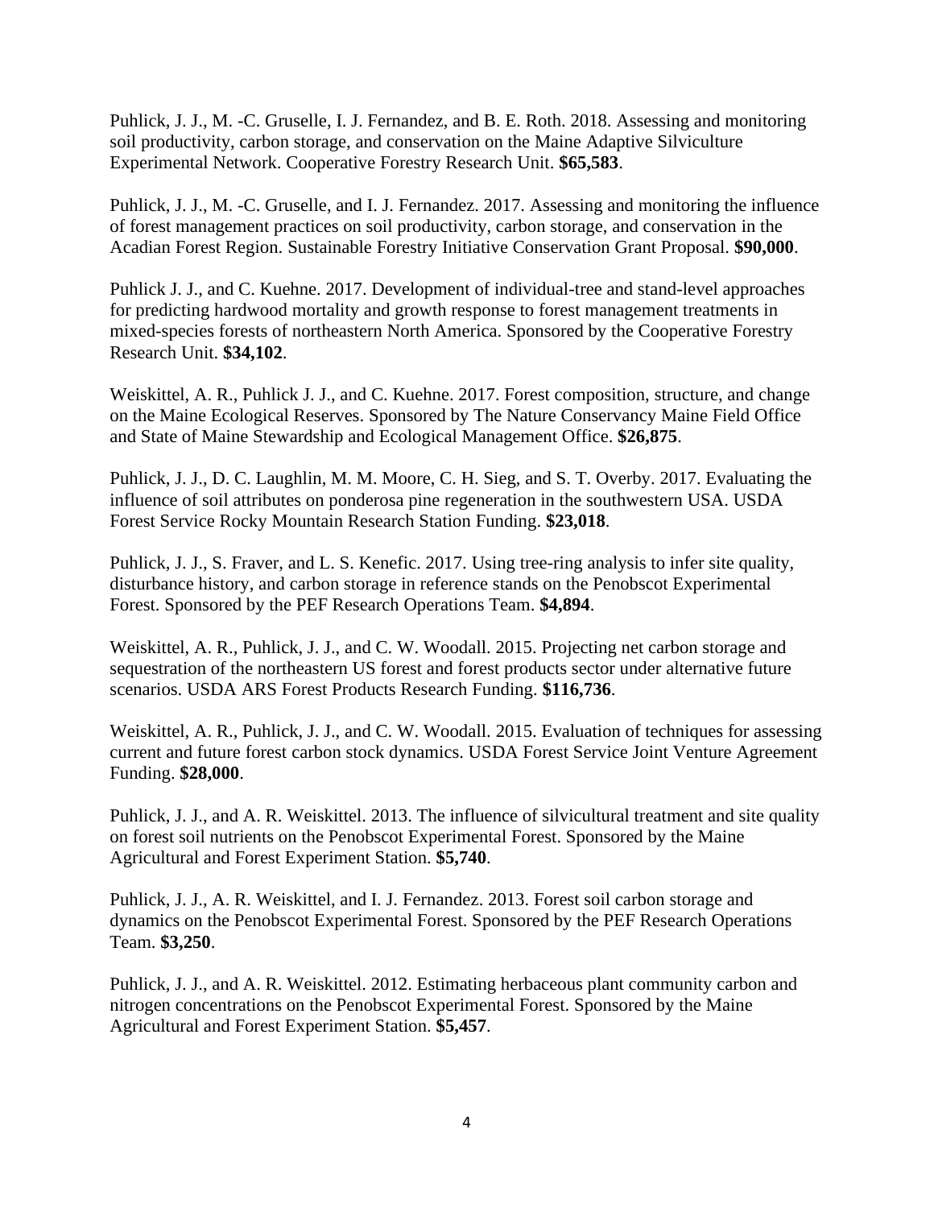Puhlick, J. J., M. -C. Gruselle, I. J. Fernandez, and B. E. Roth. 2018. Assessing and monitoring soil productivity, carbon storage, and conservation on the Maine Adaptive Silviculture Experimental Network. Cooperative Forestry Research Unit. **$65,583**.

Puhlick, J. J., M. -C. Gruselle, and I. J. Fernandez. 2017. Assessing and monitoring the influence of forest management practices on soil productivity, carbon storage, and conservation in the Acadian Forest Region. Sustainable Forestry Initiative Conservation Grant Proposal. **$90,000**.

Puhlick J. J., and C. Kuehne. 2017. Development of individual-tree and stand-level approaches for predicting hardwood mortality and growth response to forest management treatments in mixed-species forests of northeastern North America. Sponsored by the Cooperative Forestry Research Unit. **$34,102**.

Weiskittel, A. R., Puhlick J. J., and C. Kuehne. 2017. Forest composition, structure, and change on the Maine Ecological Reserves. Sponsored by The Nature Conservancy Maine Field Office and State of Maine Stewardship and Ecological Management Office. **$26,875**.

Puhlick, J. J., D. C. Laughlin, M. M. Moore, C. H. Sieg, and S. T. Overby. 2017. Evaluating the influence of soil attributes on ponderosa pine regeneration in the southwestern USA. USDA Forest Service Rocky Mountain Research Station Funding. **$23,018**.

Puhlick, J. J., S. Fraver, and L. S. Kenefic. 2017. Using tree-ring analysis to infer site quality, disturbance history, and carbon storage in reference stands on the Penobscot Experimental Forest. Sponsored by the PEF Research Operations Team. **$4,894**.

Weiskittel, A. R., Puhlick, J. J., and C. W. Woodall. 2015. Projecting net carbon storage and sequestration of the northeastern US forest and forest products sector under alternative future scenarios. USDA ARS Forest Products Research Funding. **$116,736**.

Weiskittel, A. R., Puhlick, J. J., and C. W. Woodall. 2015. Evaluation of techniques for assessing current and future forest carbon stock dynamics. USDA Forest Service Joint Venture Agreement Funding. **$28,000**.

Puhlick, J. J., and A. R. Weiskittel. 2013. The influence of silvicultural treatment and site quality on forest soil nutrients on the Penobscot Experimental Forest. Sponsored by the Maine Agricultural and Forest Experiment Station. **$5,740**.

Puhlick, J. J., A. R. Weiskittel, and I. J. Fernandez. 2013. Forest soil carbon storage and dynamics on the Penobscot Experimental Forest. Sponsored by the PEF Research Operations Team. **$3,250**.

Puhlick, J. J., and A. R. Weiskittel. 2012. Estimating herbaceous plant community carbon and nitrogen concentrations on the Penobscot Experimental Forest. Sponsored by the Maine Agricultural and Forest Experiment Station. **$5,457**.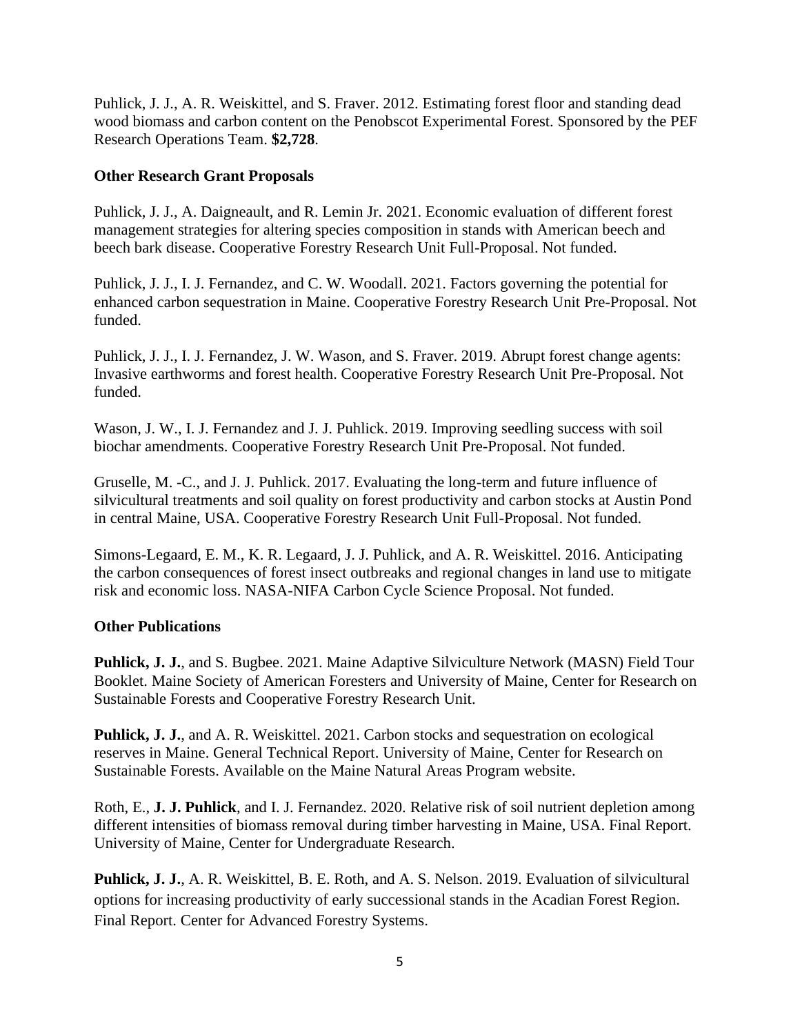Puhlick, J. J., A. R. Weiskittel, and S. Fraver. 2012. Estimating forest floor and standing dead wood biomass and carbon content on the Penobscot Experimental Forest. Sponsored by the PEF Research Operations Team. **$2,728**.

**Other Research Grant Proposals**

Puhlick, J. J., A. Daigneault, and R. Lemin Jr. 2021. Economic evaluation of different forest management strategies for altering species composition in stands with American beech and beech bark disease. Cooperative Forestry Research Unit Full-Proposal. Not funded.

Puhlick, J. J., I. J. Fernandez, and C. W. Woodall. 2021. Factors governing the potential for enhanced carbon sequestration in Maine. Cooperative Forestry Research Unit Pre-Proposal. Not funded.

Puhlick, J. J., I. J. Fernandez, J. W. Wason, and S. Fraver. 2019. Abrupt forest change agents: Invasive earthworms and forest health. Cooperative Forestry Research Unit Pre-Proposal. Not funded.

Wason, J. W., I. J. Fernandez and J. J. Puhlick. 2019. Improving seedling success with soil biochar amendments. Cooperative Forestry Research Unit Pre-Proposal. Not funded.

Gruselle, M. -C., and J. J. Puhlick. 2017. Evaluating the long-term and future influence of silvicultural treatments and soil quality on forest productivity and carbon stocks at Austin Pond in central Maine, USA. Cooperative Forestry Research Unit Full-Proposal. Not funded.

Simons-Legaard, E. M., K. R. Legaard, J. J. Puhlick, and A. R. Weiskittel. 2016. Anticipating the carbon consequences of forest insect outbreaks and regional changes in land use to mitigate risk and economic loss. NASA-NIFA Carbon Cycle Science Proposal. Not funded.

**Other Publications**

**Puhlick, J. J.**, and S. Bugbee. 2021. Maine Adaptive Silviculture Network (MASN) Field Tour Booklet. Maine Society of American Foresters and University of Maine, Center for Research on Sustainable Forests and Cooperative Forestry Research Unit.

**Puhlick, J. J.**, and A. R. Weiskittel. 2021. Carbon stocks and sequestration on ecological reserves in Maine. General Technical Report. University of Maine, Center for Research on Sustainable Forests. Available on the Maine Natural Areas Program website.

Roth, E., **J. J. Puhlick**, and I. J. Fernandez. 2020. Relative risk of soil nutrient depletion among different intensities of biomass removal during timber harvesting in Maine, USA. Final Report. University of Maine, Center for Undergraduate Research.

**Puhlick, J. J.**, A. R. Weiskittel, B. E. Roth, and A. S. Nelson. 2019. Evaluation of silvicultural options for increasing productivity of early successional stands in the Acadian Forest Region. Final Report. Center for Advanced Forestry Systems.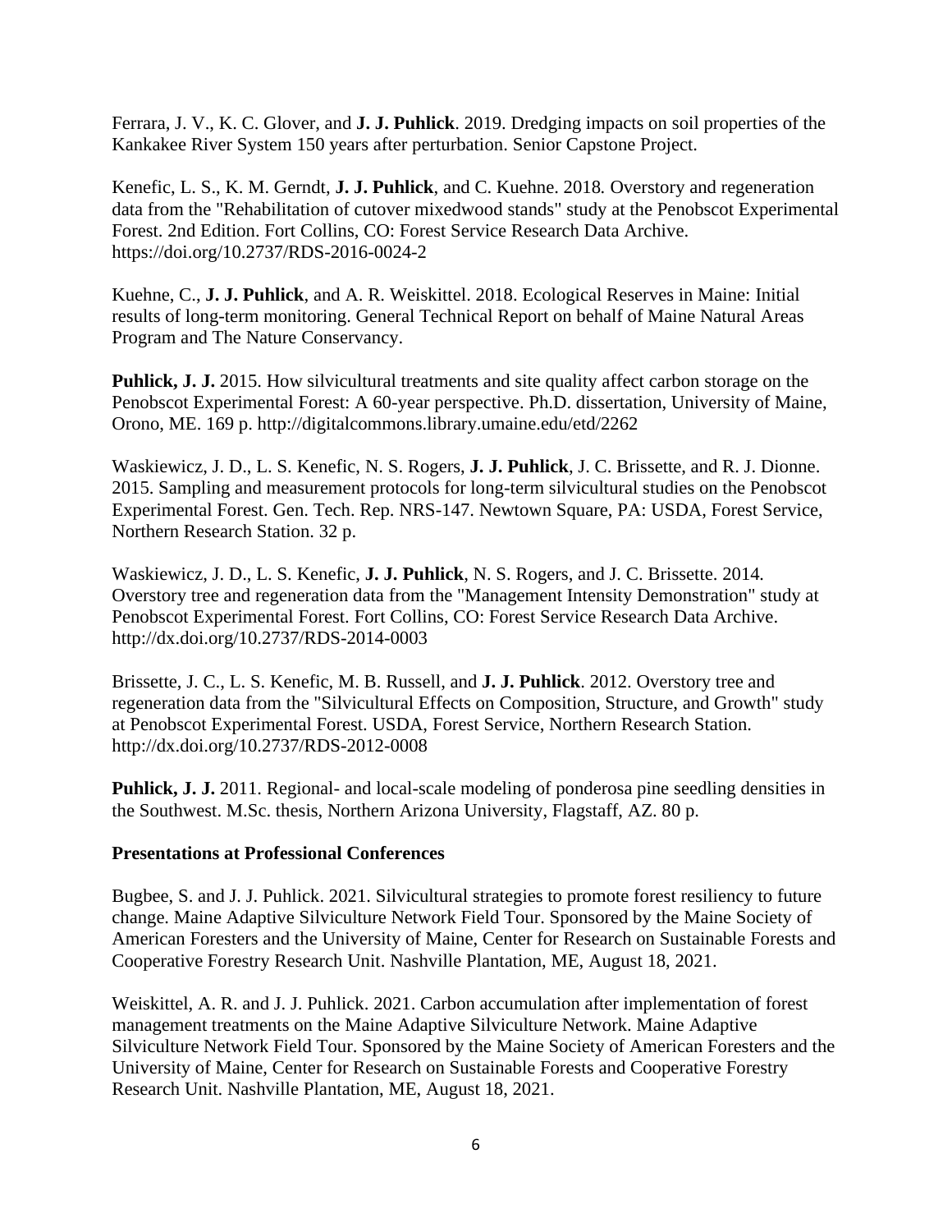Ferrara, J. V., K. C. Glover, and **J. J. Puhlick**. 2019. Dredging impacts on soil properties of the Kankakee River System 150 years after perturbation. Senior Capstone Project.

Kenefic, L. S., K. M. Gerndt, **J. J. Puhlick**, and C. Kuehne. 2018. Overstory and regeneration data from the "Rehabilitation of cutover mixedwood stands" study at the Penobscot Experimental Forest. 2nd Edition. Fort Collins, CO: Forest Service Research Data Archive. https://doi.org/10.2737/RDS-2016-0024-2

Kuehne, C., **J. J. Puhlick**, and A. R. Weiskittel. 2018. Ecological Reserves in Maine: Initial results of long-term monitoring. General Technical Report on behalf of Maine Natural Areas Program and The Nature Conservancy.

**Puhlick, J. J.** 2015. How silvicultural treatments and site quality affect carbon storage on the Penobscot Experimental Forest: A 60-year perspective. Ph.D. dissertation, University of Maine, Orono, ME. 169 p. http://digitalcommons.library.umaine.edu/etd/2262

Waskiewicz, J. D., L. S. Kenefic, N. S. Rogers, **J. J. Puhlick**, J. C. Brissette, and R. J. Dionne. 2015. Sampling and measurement protocols for long-term silvicultural studies on the Penobscot Experimental Forest. Gen. Tech. Rep. NRS-147. Newtown Square, PA: USDA, Forest Service, Northern Research Station. 32 p.

Waskiewicz, J. D., L. S. Kenefic, **J. J. Puhlick**, N. S. Rogers, and J. C. Brissette. 2014. Overstory tree and regeneration data from the "Management Intensity Demonstration" study at Penobscot Experimental Forest. Fort Collins, CO: Forest Service Research Data Archive. http://dx.doi.org/10.2737/RDS-2014-0003

Brissette, J. C., L. S. Kenefic, M. B. Russell, and **J. J. Puhlick**. 2012. Overstory tree and regeneration data from the "Silvicultural Effects on Composition, Structure, and Growth" study at Penobscot Experimental Forest. USDA, Forest Service, Northern Research Station. http://dx.doi.org/10.2737/RDS-2012-0008

**Puhlick, J. J.** 2011. Regional- and local-scale modeling of ponderosa pine seedling densities in the Southwest. M.Sc. thesis, Northern Arizona University, Flagstaff, AZ. 80 p.

**Presentations at Professional Conferences**

Bugbee, S. and J. J. Puhlick. 2021. Silvicultural strategies to promote forest resiliency to future change. Maine Adaptive Silviculture Network Field Tour. Sponsored by the Maine Society of American Foresters and the University of Maine, Center for Research on Sustainable Forests and Cooperative Forestry Research Unit. Nashville Plantation, ME, August 18, 2021.

Weiskittel, A. R. and J. J. Puhlick. 2021. Carbon accumulation after implementation of forest management treatments on the Maine Adaptive Silviculture Network. Maine Adaptive Silviculture Network Field Tour. Sponsored by the Maine Society of American Foresters and the University of Maine, Center for Research on Sustainable Forests and Cooperative Forestry Research Unit. Nashville Plantation, ME, August 18, 2021.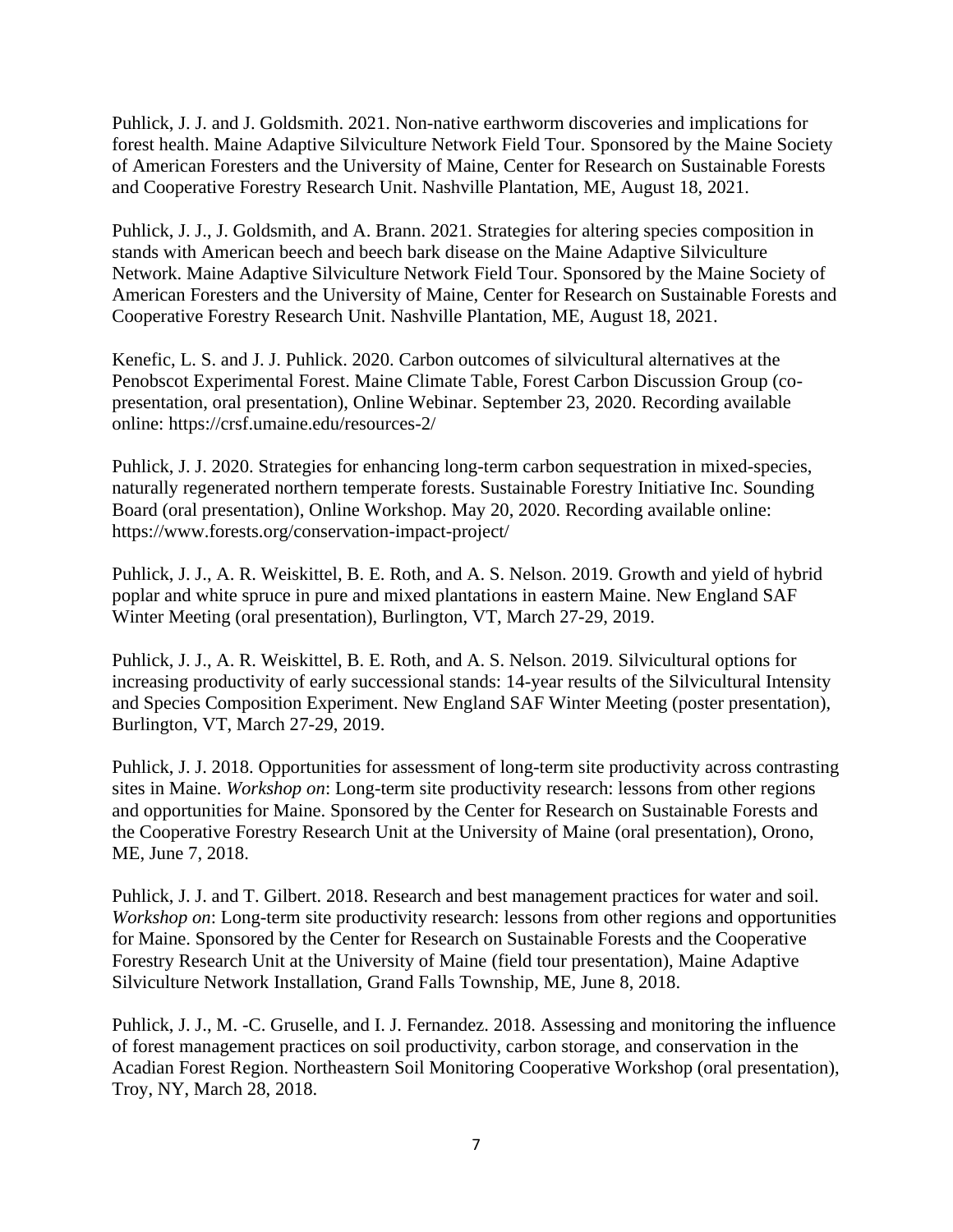Puhlick, J. J. and J. Goldsmith. 2021. Non-native earthworm discoveries and implications for forest health. Maine Adaptive Silviculture Network Field Tour. Sponsored by the Maine Society of American Foresters and the University of Maine, Center for Research on Sustainable Forests and Cooperative Forestry Research Unit. Nashville Plantation, ME, August 18, 2021.

Puhlick, J. J., J. Goldsmith, and A. Brann. 2021. Strategies for altering species composition in stands with American beech and beech bark disease on the Maine Adaptive Silviculture Network. Maine Adaptive Silviculture Network Field Tour. Sponsored by the Maine Society of American Foresters and the University of Maine, Center for Research on Sustainable Forests and Cooperative Forestry Research Unit. Nashville Plantation, ME, August 18, 2021.

Kenefic, L. S. and J. J. Puhlick. 2020. Carbon outcomes of silvicultural alternatives at the Penobscot Experimental Forest. Maine Climate Table, Forest Carbon Discussion Group (co-presentation, oral presentation), Online Webinar. September 23, 2020. Recording available online: https://crsf.umaine.edu/resources-2/

Puhlick, J. J. 2020. Strategies for enhancing long-term carbon sequestration in mixed-species, naturally regenerated northern temperate forests. Sustainable Forestry Initiative Inc. Sounding Board (oral presentation), Online Workshop. May 20, 2020. Recording available online: https://www.forests.org/conservation-impact-project/

Puhlick, J. J., A. R. Weiskittel, B. E. Roth, and A. S. Nelson. 2019. Growth and yield of hybrid poplar and white spruce in pure and mixed plantations in eastern Maine. New England SAF Winter Meeting (oral presentation), Burlington, VT, March 27-29, 2019.

Puhlick, J. J., A. R. Weiskittel, B. E. Roth, and A. S. Nelson. 2019. Silvicultural options for increasing productivity of early successional stands: 14-year results of the Silvicultural Intensity and Species Composition Experiment. New England SAF Winter Meeting (poster presentation), Burlington, VT, March 27-29, 2019.

Puhlick, J. J. 2018. Opportunities for assessment of long-term site productivity across contrasting sites in Maine. *Workshop on*: Long-term site productivity research: lessons from other regions and opportunities for Maine. Sponsored by the Center for Research on Sustainable Forests and the Cooperative Forestry Research Unit at the University of Maine (oral presentation), Orono, ME, June 7, 2018.

Puhlick, J. J. and T. Gilbert. 2018. Research and best management practices for water and soil. *Workshop on*: Long-term site productivity research: lessons from other regions and opportunities for Maine. Sponsored by the Center for Research on Sustainable Forests and the Cooperative Forestry Research Unit at the University of Maine (field tour presentation), Maine Adaptive Silviculture Network Installation, Grand Falls Township, ME, June 8, 2018.

Puhlick, J. J., M. -C. Gruselle, and I. J. Fernandez. 2018. Assessing and monitoring the influence of forest management practices on soil productivity, carbon storage, and conservation in the Acadian Forest Region. Northeastern Soil Monitoring Cooperative Workshop (oral presentation), Troy, NY, March 28, 2018.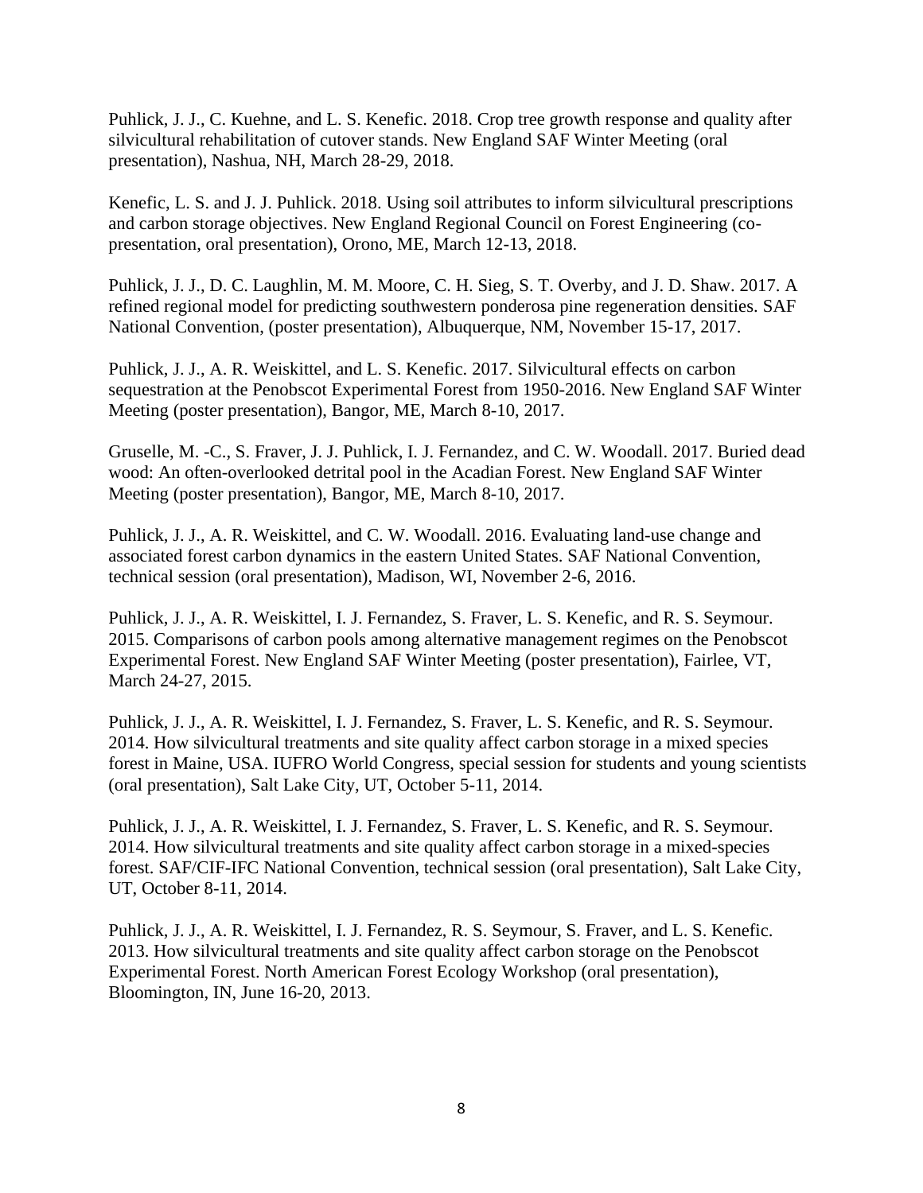Puhlick, J. J., C. Kuehne, and L. S. Kenefic. 2018. Crop tree growth response and quality after silvicultural rehabilitation of cutover stands. New England SAF Winter Meeting (oral presentation), Nashua, NH, March 28-29, 2018.

Kenefic, L. S. and J. J. Puhlick. 2018. Using soil attributes to inform silvicultural prescriptions and carbon storage objectives. New England Regional Council on Forest Engineering (co-presentation, oral presentation), Orono, ME, March 12-13, 2018.

Puhlick, J. J., D. C. Laughlin, M. M. Moore, C. H. Sieg, S. T. Overby, and J. D. Shaw. 2017. A refined regional model for predicting southwestern ponderosa pine regeneration densities. SAF National Convention, (poster presentation), Albuquerque, NM, November 15-17, 2017.

Puhlick, J. J., A. R. Weiskittel, and L. S. Kenefic. 2017. Silvicultural effects on carbon sequestration at the Penobscot Experimental Forest from 1950-2016. New England SAF Winter Meeting (poster presentation), Bangor, ME, March 8-10, 2017.

Gruselle, M. -C., S. Fraver, J. J. Puhlick, I. J. Fernandez, and C. W. Woodall. 2017. Buried dead wood: An often-overlooked detrital pool in the Acadian Forest. New England SAF Winter Meeting (poster presentation), Bangor, ME, March 8-10, 2017.

Puhlick, J. J., A. R. Weiskittel, and C. W. Woodall. 2016. Evaluating land-use change and associated forest carbon dynamics in the eastern United States. SAF National Convention, technical session (oral presentation), Madison, WI, November 2-6, 2016.

Puhlick, J. J., A. R. Weiskittel, I. J. Fernandez, S. Fraver, L. S. Kenefic, and R. S. Seymour. 2015. Comparisons of carbon pools among alternative management regimes on the Penobscot Experimental Forest. New England SAF Winter Meeting (poster presentation), Fairlee, VT, March 24-27, 2015.

Puhlick, J. J., A. R. Weiskittel, I. J. Fernandez, S. Fraver, L. S. Kenefic, and R. S. Seymour. 2014. How silvicultural treatments and site quality affect carbon storage in a mixed species forest in Maine, USA. IUFRO World Congress, special session for students and young scientists (oral presentation), Salt Lake City, UT, October 5-11, 2014.

Puhlick, J. J., A. R. Weiskittel, I. J. Fernandez, S. Fraver, L. S. Kenefic, and R. S. Seymour. 2014. How silvicultural treatments and site quality affect carbon storage in a mixed-species forest. SAF/CIF-IFC National Convention, technical session (oral presentation), Salt Lake City, UT, October 8-11, 2014.

Puhlick, J. J., A. R. Weiskittel, I. J. Fernandez, R. S. Seymour, S. Fraver, and L. S. Kenefic. 2013. How silvicultural treatments and site quality affect carbon storage on the Penobscot Experimental Forest. North American Forest Ecology Workshop (oral presentation), Bloomington, IN, June 16-20, 2013.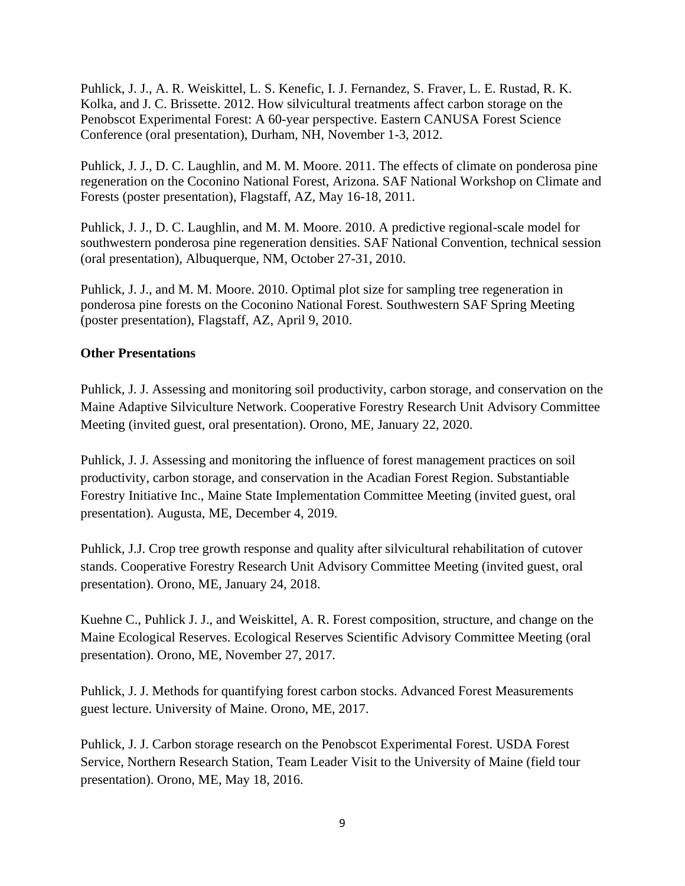Puhlick, J. J., A. R. Weiskittel, L. S. Kenefic, I. J. Fernandez, S. Fraver, L. E. Rustad, R. K. Kolka, and J. C. Brissette. 2012. How silvicultural treatments affect carbon storage on the Penobscot Experimental Forest: A 60-year perspective. Eastern CANUSA Forest Science Conference (oral presentation), Durham, NH, November 1-3, 2012.

Puhlick, J. J., D. C. Laughlin, and M. M. Moore. 2011. The effects of climate on ponderosa pine regeneration on the Coconino National Forest, Arizona. SAF National Workshop on Climate and Forests (poster presentation), Flagstaff, AZ, May 16-18, 2011.

Puhlick, J. J., D. C. Laughlin, and M. M. Moore. 2010. A predictive regional-scale model for southwestern ponderosa pine regeneration densities. SAF National Convention, technical session (oral presentation), Albuquerque, NM, October 27-31, 2010.

Puhlick, J. J., and M. M. Moore. 2010. Optimal plot size for sampling tree regeneration in ponderosa pine forests on the Coconino National Forest. Southwestern SAF Spring Meeting (poster presentation), Flagstaff, AZ, April 9, 2010.

**Other Presentations**

Puhlick, J. J. Assessing and monitoring soil productivity, carbon storage, and conservation on the Maine Adaptive Silviculture Network. Cooperative Forestry Research Unit Advisory Committee Meeting (invited guest, oral presentation). Orono, ME, January 22, 2020.

Puhlick, J. J. Assessing and monitoring the influence of forest management practices on soil productivity, carbon storage, and conservation in the Acadian Forest Region. Substantiable Forestry Initiative Inc., Maine State Implementation Committee Meeting (invited guest, oral presentation). Augusta, ME, December 4, 2019.

Puhlick, J.J. Crop tree growth response and quality after silvicultural rehabilitation of cutover stands. Cooperative Forestry Research Unit Advisory Committee Meeting (invited guest, oral presentation). Orono, ME, January 24, 2018.

Kuehne C., Puhlick J. J., and Weiskittel, A. R. Forest composition, structure, and change on the Maine Ecological Reserves. Ecological Reserves Scientific Advisory Committee Meeting (oral presentation). Orono, ME, November 27, 2017.

Puhlick, J. J. Methods for quantifying forest carbon stocks. Advanced Forest Measurements guest lecture. University of Maine. Orono, ME, 2017.

Puhlick, J. J. Carbon storage research on the Penobscot Experimental Forest. USDA Forest Service, Northern Research Station, Team Leader Visit to the University of Maine (field tour presentation). Orono, ME, May 18, 2016.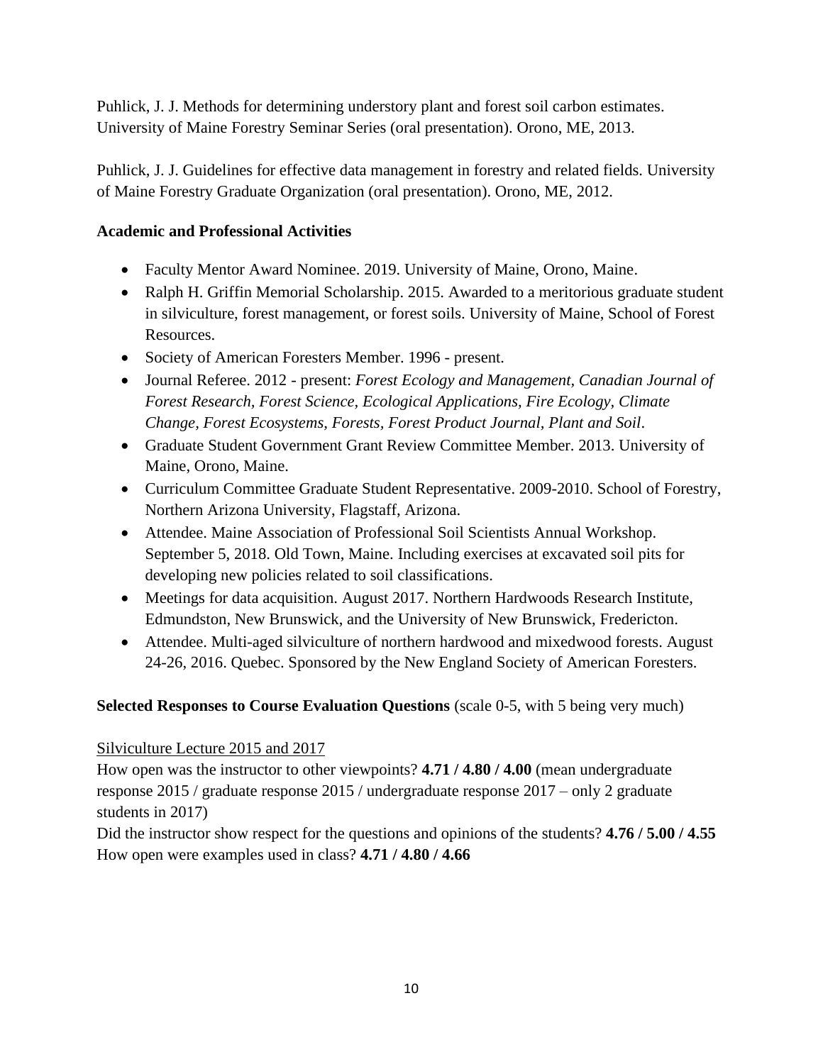Puhlick, J. J. Methods for determining understory plant and forest soil carbon estimates. University of Maine Forestry Seminar Series (oral presentation). Orono, ME, 2013.

Puhlick, J. J. Guidelines for effective data management in forestry and related fields. University of Maine Forestry Graduate Organization (oral presentation). Orono, ME, 2012.

**Academic and Professional Activities**

- Faculty Mentor Award Nominee. 2019. University of Maine, Orono, Maine.
- Ralph H. Griffin Memorial Scholarship. 2015. Awarded to a meritorious graduate student in silviculture, forest management, or forest soils. University of Maine, School of Forest Resources.
- Society of American Foresters Member. 1996 - present.
- Journal Referee. 2012 - present: *Forest Ecology and Management, Canadian Journal of Forest Research, Forest Science, Ecological Applications, Fire Ecology, Climate Change, Forest Ecosystems, Forests, Forest Product Journal, Plant and Soil*.
- Graduate Student Government Grant Review Committee Member. 2013. University of Maine, Orono, Maine.
- Curriculum Committee Graduate Student Representative. 2009-2010. School of Forestry, Northern Arizona University, Flagstaff, Arizona.
- Attendee. Maine Association of Professional Soil Scientists Annual Workshop. September 5, 2018. Old Town, Maine. Including exercises at excavated soil pits for developing new policies related to soil classifications.
- Meetings for data acquisition. August 2017. Northern Hardwoods Research Institute, Edmundston, New Brunswick, and the University of New Brunswick, Fredericton.
- Attendee. Multi-aged silviculture of northern hardwood and mixedwood forests. August 24-26, 2016. Quebec. Sponsored by the New England Society of American Foresters.

**Selected Responses to Course Evaluation Questions** (scale 0-5, with 5 being very much)

<u>Silviculture Lecture 2015 and 2017</u>

How open was the instructor to other viewpoints? **4.71 / 4.80 / 4.00** (mean undergraduate response 2015 / graduate response 2015 / undergraduate response 2017 – only 2 graduate students in 2017)

Did the instructor show respect for the questions and opinions of the students? **4.76 / 5.00 / 4.55**

How open were examples used in class? **4.71 / 4.80 / 4.66**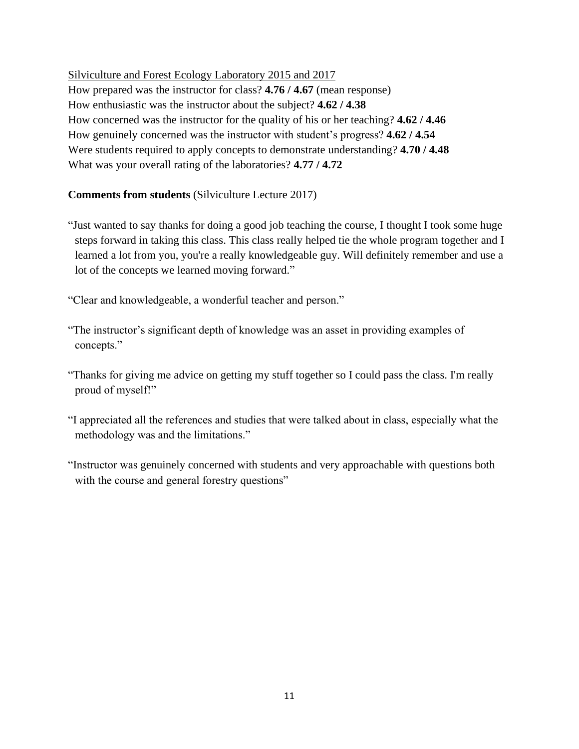Silviculture and Forest Ecology Laboratory 2015 and 2017

How prepared was the instructor for class? **4.76 / 4.67** (mean response)
How enthusiastic was the instructor about the subject? **4.62 / 4.38**
How concerned was the instructor for the quality of his or her teaching? **4.62 / 4.46**
How genuinely concerned was the instructor with student's progress? **4.62 / 4.54**
Were students required to apply concepts to demonstrate understanding? **4.70 / 4.48**
What was your overall rating of the laboratories? **4.77 / 4.72**

**Comments from students** (Silviculture Lecture 2017)

"Just wanted to say thanks for doing a good job teaching the course, I thought I took some huge steps forward in taking this class. This class really helped tie the whole program together and I learned a lot from you, you're a really knowledgeable guy. Will definitely remember and use a lot of the concepts we learned moving forward."

"Clear and knowledgeable, a wonderful teacher and person."

"The instructor's significant depth of knowledge was an asset in providing examples of concepts."

"Thanks for giving me advice on getting my stuff together so I could pass the class. I'm really proud of myself!"

"I appreciated all the references and studies that were talked about in class, especially what the methodology was and the limitations."

"Instructor was genuinely concerned with students and very approachable with questions both with the course and general forestry questions"